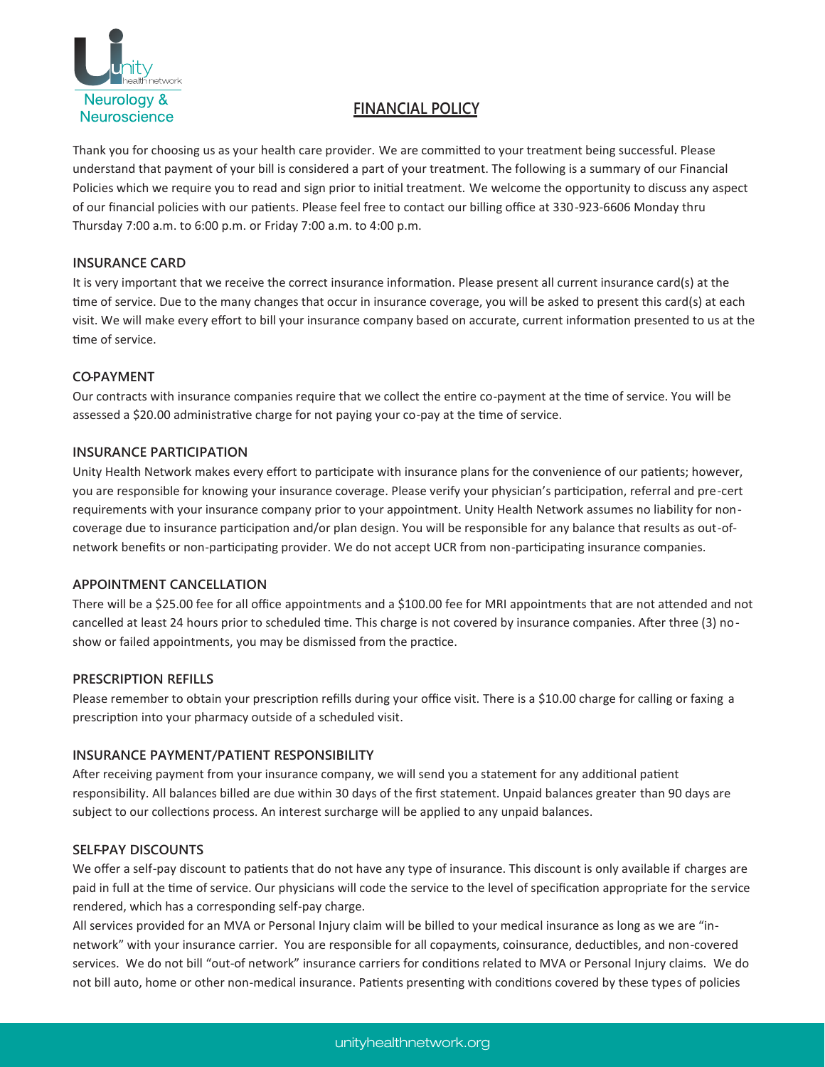Unity health network
Neurology & Neuroscience

# FINANCIAL POLICY

Thank you for choosing us as your health care provider. We are committed to your treatment being successful. Please understand that payment of your bill is considered a part of your treatment. The following is a summary of our Financial Policies which we require you to read and sign prior to initial treatment. We welcome the opportunity to discuss any aspect of our financial policies with our patients. Please feel free to contact our billing office at 330-923-6606 Monday thru Thursday 7:00 a.m. to 6:00 p.m. or Friday 7:00 a.m. to 4:00 p.m.

### INSURANCE CARD

It is very important that we receive the correct insurance information. Please present all current insurance card(s) at the time of service. Due to the many changes that occur in insurance coverage, you will be asked to present this card(s) at each visit. We will make every effort to bill your insurance company based on accurate, current information presented to us at the time of service.

### CO-PAYMENT

Our contracts with insurance companies require that we collect the entire co-payment at the time of service. You will be assessed a $20.00 administrative charge for not paying your co-pay at the time of service.

### INSURANCE PARTICIPATION

Unity Health Network makes every effort to participate with insurance plans for the convenience of our patients; however, you are responsible for knowing your insurance coverage. Please verify your physician's participation, referral and pre-cert requirements with your insurance company prior to your appointment. Unity Health Network assumes no liability for non-coverage due to insurance participation and/or plan design. You will be responsible for any balance that results as out-of-network benefits or non-participating provider. We do not accept UCR from non-participating insurance companies.

### APPOINTMENT CANCELLATION

There will be a $25.00 fee for all office appointments and a $100.00 fee for MRI appointments that are not attended and not cancelled at least 24 hours prior to scheduled time. This charge is not covered by insurance companies. After three (3) no-show or failed appointments, you may be dismissed from the practice.

### PRESCRIPTION REFILLS

Please remember to obtain your prescription refills during your office visit. There is a $10.00 charge for calling or faxing a prescription into your pharmacy outside of a scheduled visit.

### INSURANCE PAYMENT/PATIENT RESPONSIBILITY

After receiving payment from your insurance company, we will send you a statement for any additional patient responsibility. All balances billed are due within 30 days of the first statement. Unpaid balances greater than 90 days are subject to our collections process. An interest surcharge will be applied to any unpaid balances.

### SELF-PAY DISCOUNTS

We offer a self-pay discount to patients that do not have any type of insurance. This discount is only available if charges are paid in full at the time of service. Our physicians will code the service to the level of specification appropriate for the service rendered, which has a corresponding self-pay charge.

All services provided for an MVA or Personal Injury claim will be billed to your medical insurance as long as we are "in-network" with your insurance carrier. You are responsible for all copayments, coinsurance, deductibles, and non-covered services. We do not bill "out-of network" insurance carriers for conditions related to MVA or Personal Injury claims. We do not bill auto, home or other non-medical insurance. Patients presenting with conditions covered by these types of policies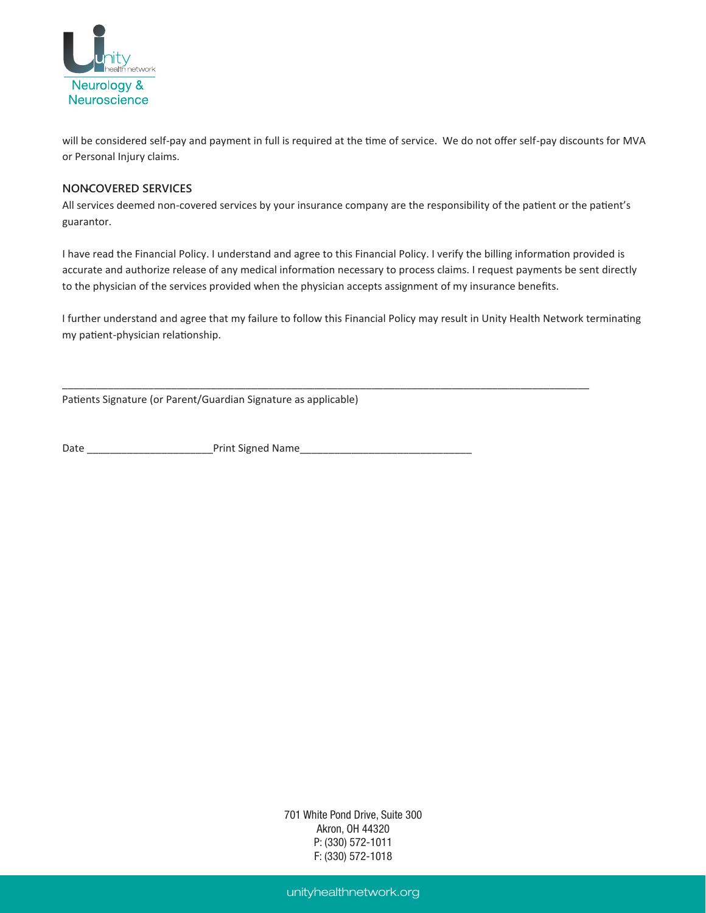will be considered self-pay and payment in full is required at the time of service. We do not offer self-pay discounts for MVA or Personal Injury claims.

### NON-COVERED SERVICES

All services deemed non-covered services by your insurance company are the responsibility of the patient or the patient's guarantor.

I have read the Financial Policy. I understand and agree to this Financial Policy. I verify the billing information provided is accurate and authorize release of any medical information necessary to process claims. I request payments be sent directly to the physician of the services provided when the physician accepts assignment of my insurance benefits.

I further understand and agree that my failure to follow this Financial Policy may result in Unity Health Network terminating my patient-physician relationship.

_____________________________________________________________________________________

Patients Signature (or Parent/Guardian Signature as applicable)

Date _____________________ Print Signed Name _____________________________

701 White Pond Drive, Suite 300
Akron, OH 44320
P: (330) 572-1011
F: (330) 572-1018

unityhealthnetwork.org